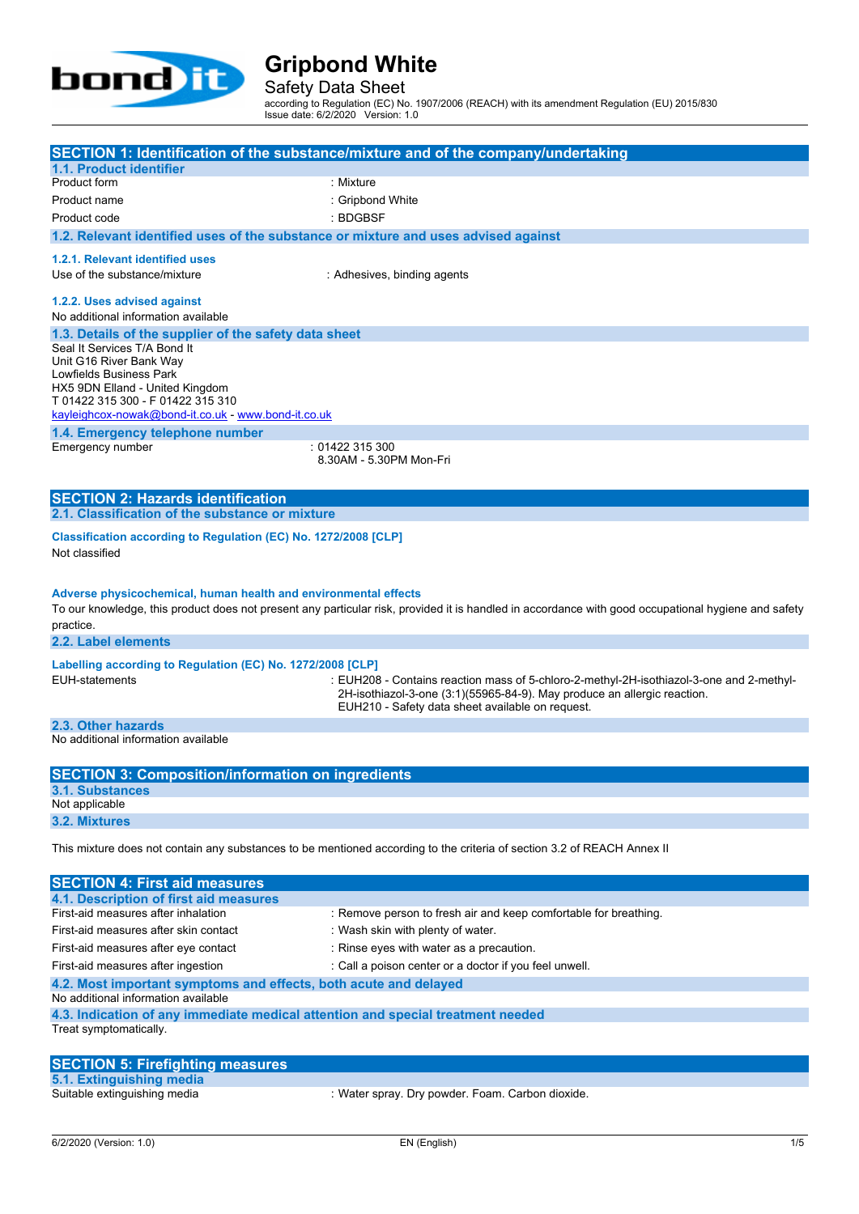# Gripbond White

## Safety Data Sheet

according to Regulation (EC) No. 1907/2006 (REACH) with its amendment Regulation (EU) 2015/830
Issue date: 6/2/2020 Version: 1.0

## SECTION 1: Identification of the substance/mixture and of the company/undertaking

### 1.1. Product identifier

| | |
|---|---|
| Product form | : Mixture |
| Product name | : Gripbond White |
| Product code | : BDGBSF |

### 1.2. Relevant identified uses of the substance or mixture and uses advised against

#### 1.2.1. Relevant identified uses

| | |
|---|---|
| Use of the substance/mixture | : Adhesives, binding agents |

#### 1.2.2. Uses advised against

No additional information available

### 1.3. Details of the supplier of the safety data sheet

Seal It Services T/A Bond It
Unit G16 River Bank Way
Lowfields Business Park
HX5 9DN Elland - United Kingdom
T 01422 315 300 - F 01422 315 310
kayleighcox-nowak@bond-it.co.uk - www.bond-it.co.uk

### 1.4. Emergency telephone number

| | |
|---|---|
| Emergency number | : 01422 315 300<br>8.30AM - 5.30PM Mon-Fri |

## SECTION 2: Hazards identification

### 2.1. Classification of the substance or mixture

**Classification according to Regulation (EC) No. 1272/2008 [CLP]**

Not classified

**Adverse physicochemical, human health and environmental effects**

To our knowledge, this product does not present any particular risk, provided it is handled in accordance with good occupational hygiene and safety practice.

### 2.2. Label elements

**Labelling according to Regulation (EC) No. 1272/2008 [CLP]**

| | |
|---|---|
| EUH-statements | : EUH208 - Contains reaction mass of 5-chloro-2-methyl-2H-isothiazol-3-one and 2-methyl-2H-isothiazol-3-one (3:1)(55965-84-9). May produce an allergic reaction.<br>EUH210 - Safety data sheet available on request. |

### 2.3. Other hazards

No additional information available

## SECTION 3: Composition/information on ingredients

### 3.1. Substances

Not applicable

### 3.2. Mixtures

This mixture does not contain any substances to be mentioned according to the criteria of section 3.2 of REACH Annex II

## SECTION 4: First aid measures

### 4.1. Description of first aid measures

| | |
|---|---|
| First-aid measures after inhalation | : Remove person to fresh air and keep comfortable for breathing. |
| First-aid measures after skin contact | : Wash skin with plenty of water. |
| First-aid measures after eye contact | : Rinse eyes with water as a precaution. |
| First-aid measures after ingestion | : Call a poison center or a doctor if you feel unwell. |

### 4.2. Most important symptoms and effects, both acute and delayed

No additional information available

### 4.3. Indication of any immediate medical attention and special treatment needed

Treat symptomatically.

## SECTION 5: Firefighting measures

### 5.1. Extinguishing media

| | |
|---|---|
| Suitable extinguishing media | : Water spray. Dry powder. Foam. Carbon dioxide. |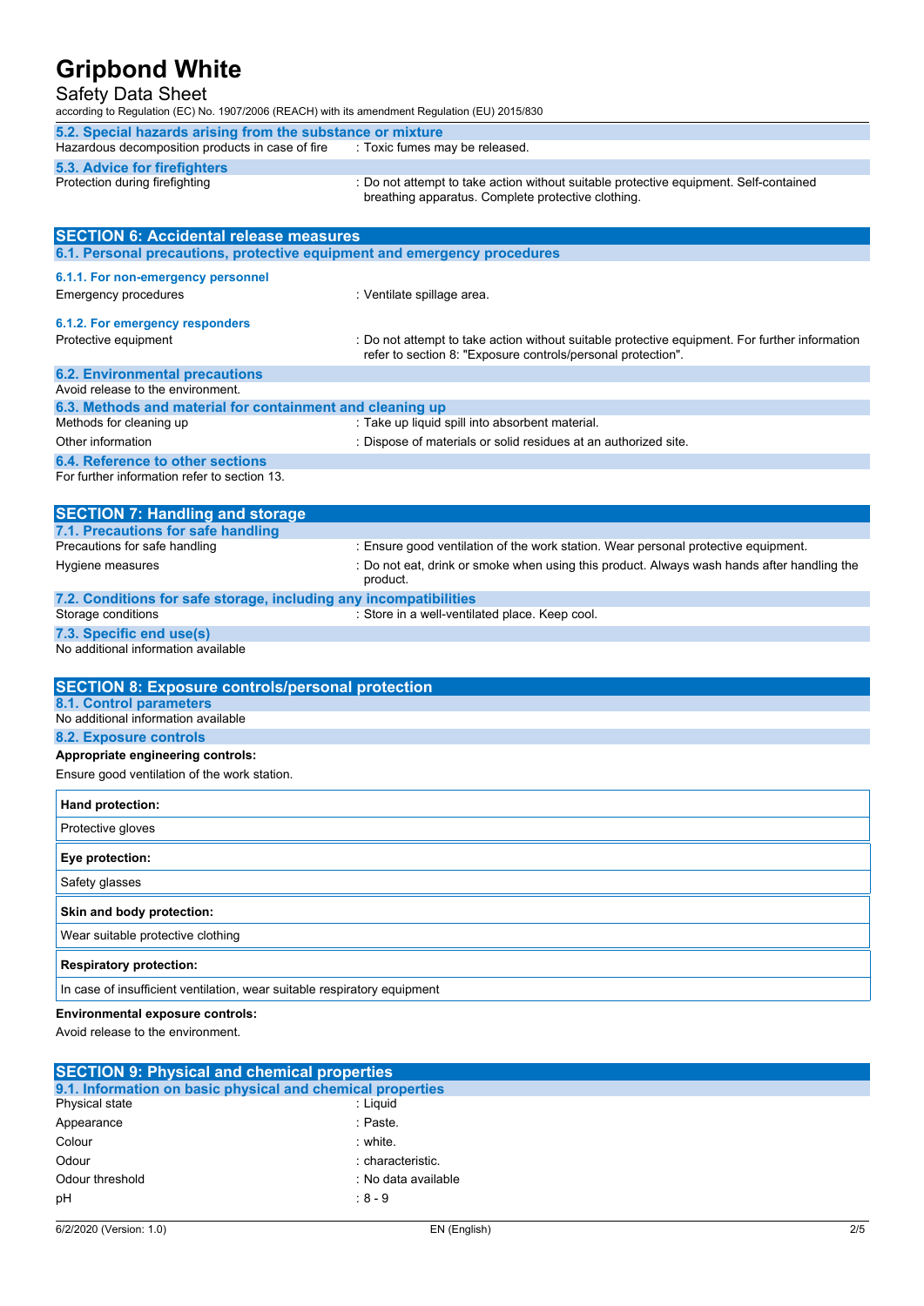### 5.2. Special hazards arising from the substance or mixture

Hazardous decomposition products in case of fire : Toxic fumes may be released.

### 5.3. Advice for firefighters

Protection during firefighting : Do not attempt to take action without suitable protective equipment. Self-contained breathing apparatus. Complete protective clothing.

## SECTION 6: Accidental release measures

### 6.1. Personal precautions, protective equipment and emergency procedures

#### 6.1.1. For non-emergency personnel

Emergency procedures : Ventilate spillage area.

#### 6.1.2. For emergency responders

Protective equipment : Do not attempt to take action without suitable protective equipment. For further information refer to section 8: "Exposure controls/personal protection".

### 6.2. Environmental precautions

Avoid release to the environment.

### 6.3. Methods and material for containment and cleaning up

Methods for cleaning up : Take up liquid spill into absorbent material.

Other information : Dispose of materials or solid residues at an authorized site.

### 6.4. Reference to other sections

For further information refer to section 13.

## SECTION 7: Handling and storage

### 7.1. Precautions for safe handling

Precautions for safe handling : Ensure good ventilation of the work station. Wear personal protective equipment.

Hygiene measures : Do not eat, drink or smoke when using this product. Always wash hands after handling the product.

### 7.2. Conditions for safe storage, including any incompatibilities

Storage conditions : Store in a well-ventilated place. Keep cool.

### 7.3. Specific end use(s)

No additional information available

## SECTION 8: Exposure controls/personal protection

### 8.1. Control parameters

No additional information available

### 8.2. Exposure controls

**Appropriate engineering controls:**

Ensure good ventilation of the work station.

**Hand protection:**

Protective gloves

**Eye protection:**

Safety glasses

**Skin and body protection:**

Wear suitable protective clothing

**Respiratory protection:**

In case of insufficient ventilation, wear suitable respiratory equipment

**Environmental exposure controls:**

Avoid release to the environment.

## SECTION 9: Physical and chemical properties

### 9.1. Information on basic physical and chemical properties

Physical state : Liquid

Appearance : Paste.

Colour : white.

Odour : characteristic.

Odour threshold : No data available

pH : 8 - 9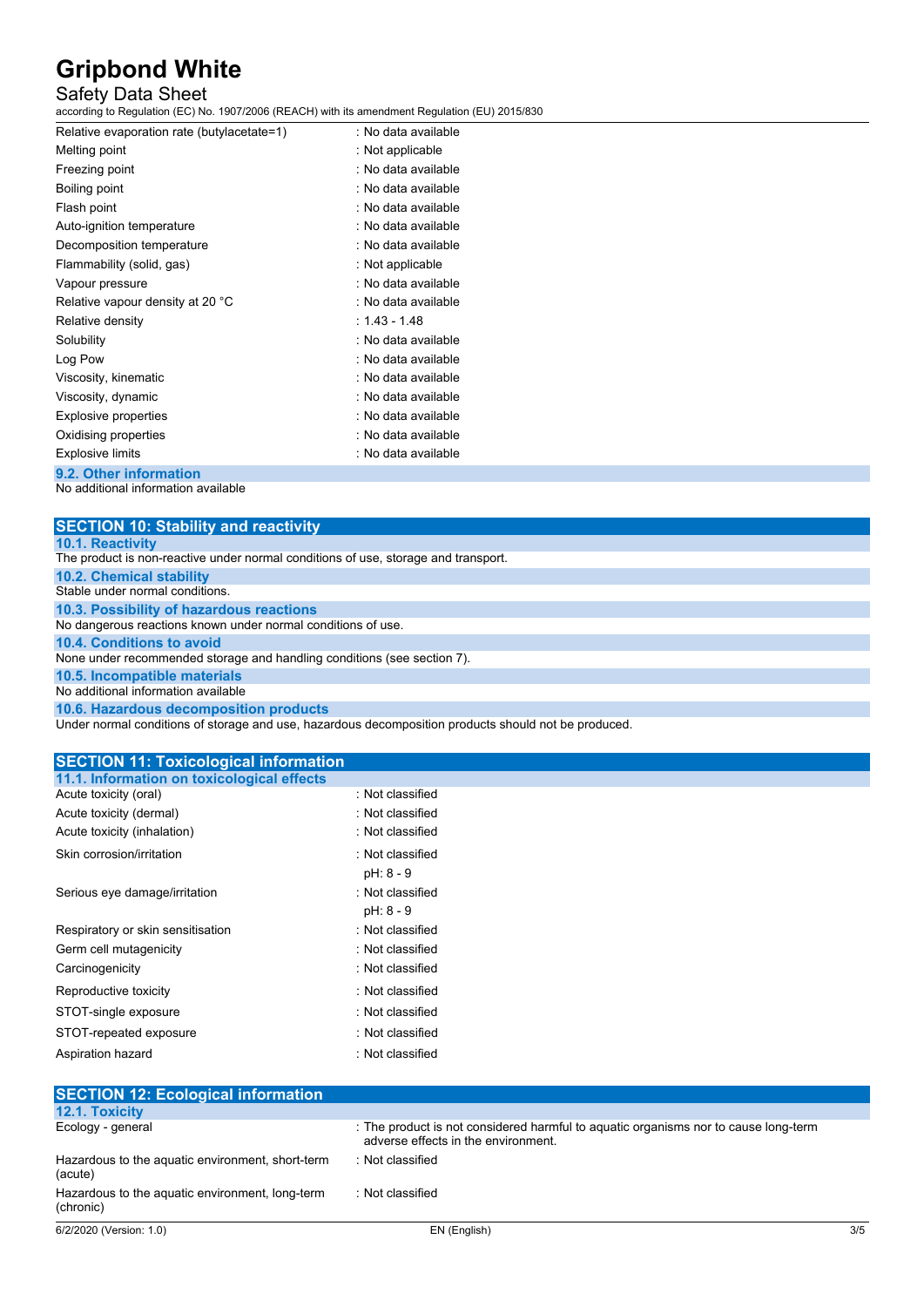| Property | Value |
|---|---|
| Relative evaporation rate (butylacetate=1) | : No data available |
| Melting point | : Not applicable |
| Freezing point | : No data available |
| Boiling point | : No data available |
| Flash point | : No data available |
| Auto-ignition temperature | : No data available |
| Decomposition temperature | : No data available |
| Flammability (solid, gas) | : Not applicable |
| Vapour pressure | : No data available |
| Relative vapour density at 20 °C | : No data available |
| Relative density | : 1.43 - 1.48 |
| Solubility | : No data available |
| Log Pow | : No data available |
| Viscosity, kinematic | : No data available |
| Viscosity, dynamic | : No data available |
| Explosive properties | : No data available |
| Oxidising properties | : No data available |
| Explosive limits | : No data available |

### 9.2. Other information

No additional information available

## SECTION 10: Stability and reactivity

### 10.1. Reactivity

The product is non-reactive under normal conditions of use, storage and transport.

### 10.2. Chemical stability

Stable under normal conditions.

### 10.3. Possibility of hazardous reactions

No dangerous reactions known under normal conditions of use.

### 10.4. Conditions to avoid

None under recommended storage and handling conditions (see section 7).

### 10.5. Incompatible materials

No additional information available

### 10.6. Hazardous decomposition products

Under normal conditions of storage and use, hazardous decomposition products should not be produced.

## SECTION 11: Toxicological information

### 11.1. Information on toxicological effects

| Effect | Classification |
|---|---|
| Acute toxicity (oral) | : Not classified |
| Acute toxicity (dermal) | : Not classified |
| Acute toxicity (inhalation) | : Not classified |
| Skin corrosion/irritation | : Not classified<br>pH: 8 - 9 |
| Serious eye damage/irritation | : Not classified<br>pH: 8 - 9 |
| Respiratory or skin sensitisation | : Not classified |
| Germ cell mutagenicity | : Not classified |
| Carcinogenicity | : Not classified |
| Reproductive toxicity | : Not classified |
| STOT-single exposure | : Not classified |
| STOT-repeated exposure | : Not classified |
| Aspiration hazard | : Not classified |

## SECTION 12: Ecological information

### 12.1. Toxicity

| Item | Information |
|---|---|
| Ecology - general | : The product is not considered harmful to aquatic organisms nor to cause long-term adverse effects in the environment. |
| Hazardous to the aquatic environment, short-term (acute) | : Not classified |
| Hazardous to the aquatic environment, long-term (chronic) | : Not classified |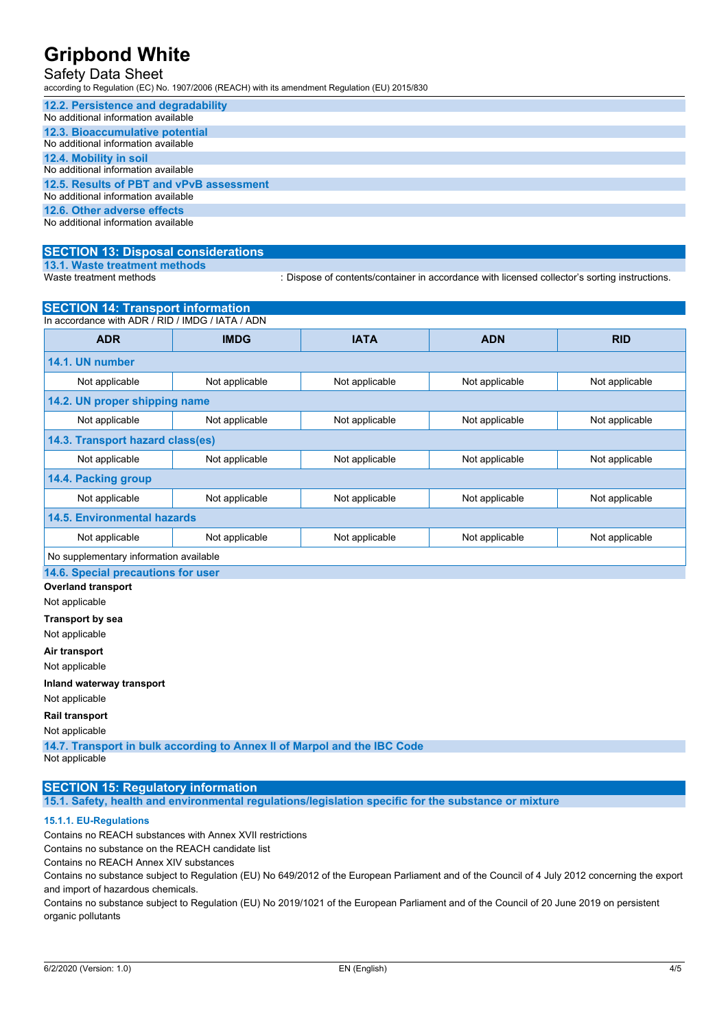### 12.2. Persistence and degradability

No additional information available

### 12.3. Bioaccumulative potential

No additional information available

### 12.4. Mobility in soil

No additional information available

### 12.5. Results of PBT and vPvB assessment

No additional information available

### 12.6. Other adverse effects

No additional information available

## SECTION 13: Disposal considerations

### 13.1. Waste treatment methods

Waste treatment methods : Dispose of contents/container in accordance with licensed collector's sorting instructions.

## SECTION 14: Transport information

In accordance with ADR / RID / IMDG / IATA / ADN

| ADR | IMDG | IATA | ADN | RID |
|---|---|---|---|---|
| **14.1. UN number** | | | | |
| Not applicable | Not applicable | Not applicable | Not applicable | Not applicable |
| **14.2. UN proper shipping name** | | | | |
| Not applicable | Not applicable | Not applicable | Not applicable | Not applicable |
| **14.3. Transport hazard class(es)** | | | | |
| Not applicable | Not applicable | Not applicable | Not applicable | Not applicable |
| **14.4. Packing group** | | | | |
| Not applicable | Not applicable | Not applicable | Not applicable | Not applicable |
| **14.5. Environmental hazards** | | | | |
| Not applicable | Not applicable | Not applicable | Not applicable | Not applicable |
| No supplementary information available | | | | |

### 14.6. Special precautions for user

**Overland transport**

Not applicable

**Transport by sea**

Not applicable

**Air transport**

Not applicable

**Inland waterway transport**

Not applicable

**Rail transport**

Not applicable

### 14.7. Transport in bulk according to Annex II of Marpol and the IBC Code

Not applicable

## SECTION 15: Regulatory information

### 15.1. Safety, health and environmental regulations/legislation specific for the substance or mixture

#### 15.1.1. EU-Regulations

Contains no REACH substances with Annex XVII restrictions

Contains no substance on the REACH candidate list

Contains no REACH Annex XIV substances

Contains no substance subject to Regulation (EU) No 649/2012 of the European Parliament and of the Council of 4 July 2012 concerning the export and import of hazardous chemicals.

Contains no substance subject to Regulation (EU) No 2019/1021 of the European Parliament and of the Council of 20 June 2019 on persistent organic pollutants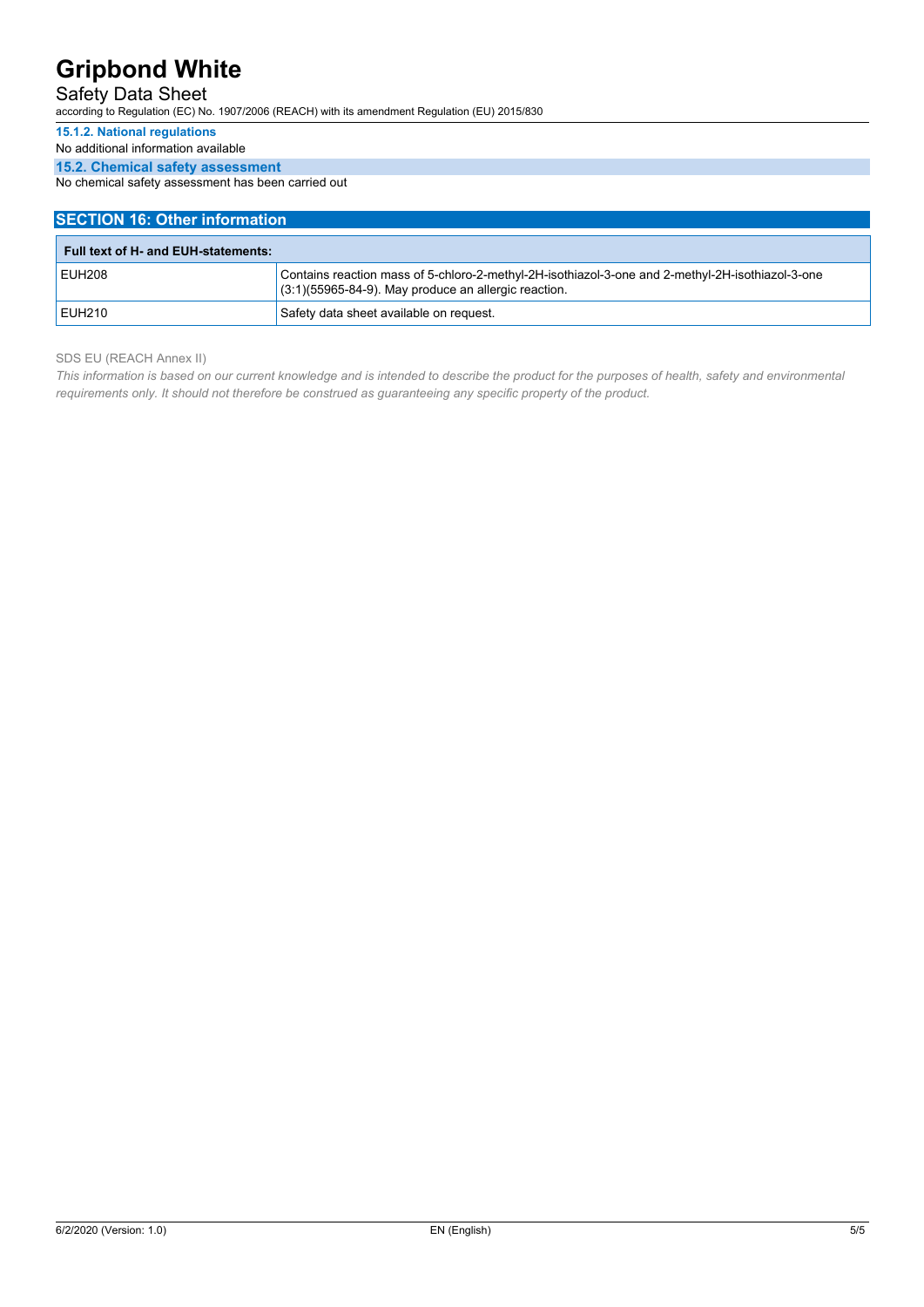#### 15.1.2. National regulations

No additional information available

#### 15.2. Chemical safety assessment

No chemical safety assessment has been carried out

## SECTION 16: Other information

| Full text of H- and EUH-statements: | |
|---|---|
| EUH208 | Contains reaction mass of 5-chloro-2-methyl-2H-isothiazol-3-one and 2-methyl-2H-isothiazol-3-one (3:1)(55965-84-9). May produce an allergic reaction. |
| EUH210 | Safety data sheet available on request. |

SDS EU (REACH Annex II)

*This information is based on our current knowledge and is intended to describe the product for the purposes of health, safety and environmental requirements only. It should not therefore be construed as guaranteeing any specific property of the product.*